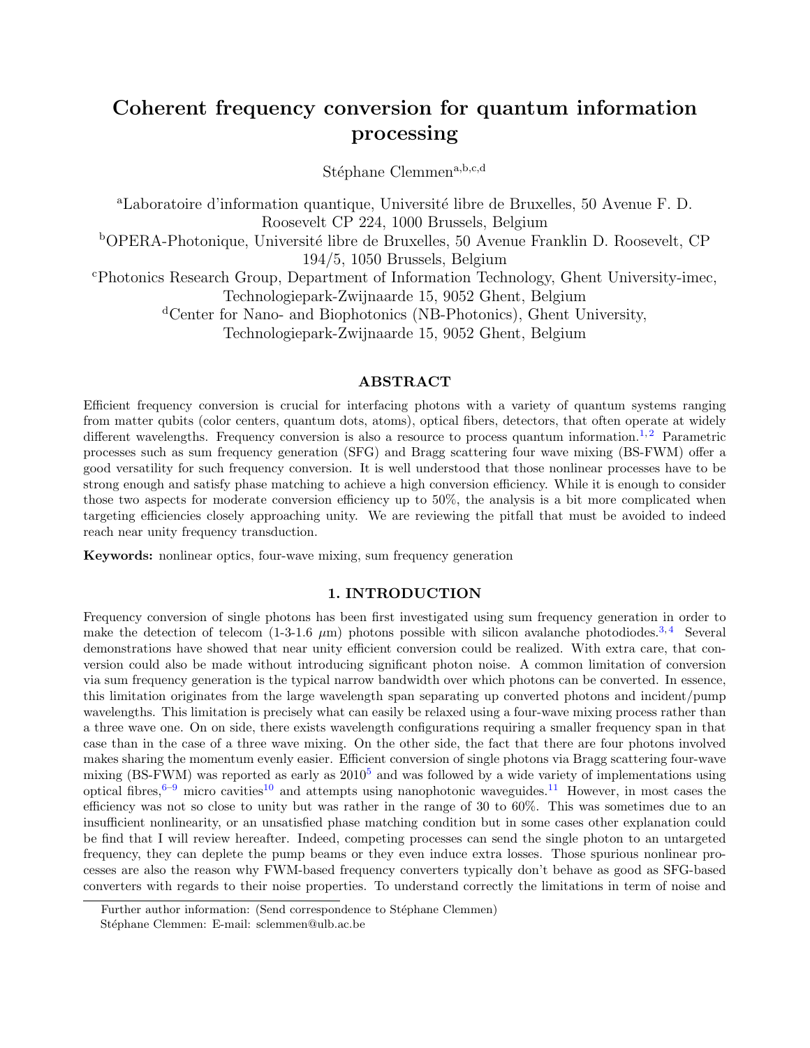# Coherent frequency conversion for quantum information processing

Stéphane Clemmen[a,b,c,d]

[a]Laboratoire d'information quantique, Université libre de Bruxelles, 50 Avenue F. D. Roosevelt CP 224, 1000 Brussels, Belgium

[b]OPERA-Photonique, Université libre de Bruxelles, 50 Avenue Franklin D. Roosevelt, CP 194/5, 1050 Brussels, Belgium

[c]Photonics Research Group, Department of Information Technology, Ghent University-imec, Technologiepark-Zwijnaarde 15, 9052 Ghent, Belgium

[d]Center for Nano- and Biophotonics (NB-Photonics), Ghent University, Technologiepark-Zwijnaarde 15, 9052 Ghent, Belgium

## ABSTRACT

Efficient frequency conversion is crucial for interfacing photons with a variety of quantum systems ranging from matter qubits (color centers, quantum dots, atoms), optical fibers, detectors, that often operate at widely different wavelengths. Frequency conversion is also a resource to process quantum information.[1,2] Parametric processes such as sum frequency generation (SFG) and Bragg scattering four wave mixing (BS-FWM) offer a good versatility for such frequency conversion. It is well understood that those nonlinear processes have to be strong enough and satisfy phase matching to achieve a high conversion efficiency. While it is enough to consider those two aspects for moderate conversion efficiency up to 50%, the analysis is a bit more complicated when targeting efficiencies closely approaching unity. We are reviewing the pitfall that must be avoided to indeed reach near unity frequency transduction.

**Keywords:** nonlinear optics, four-wave mixing, sum frequency generation

## 1. INTRODUCTION

Frequency conversion of single photons has been first investigated using sum frequency generation in order to make the detection of telecom (1-3-1.6 $\mu$m) photons possible with silicon avalanche photodiodes.[3,4] Several demonstrations have showed that near unity efficient conversion could be realized. With extra care, that conversion could also be made without introducing significant photon noise. A common limitation of conversion via sum frequency generation is the typical narrow bandwidth over which photons can be converted. In essence, this limitation originates from the large wavelength span separating up converted photons and incident/pump wavelengths. This limitation is precisely what can easily be relaxed using a four-wave mixing process rather than a three wave one. On on side, there exists wavelength configurations requiring a smaller frequency span in that case than in the case of a three wave mixing. On the other side, the fact that there are four photons involved makes sharing the momentum evenly easier. Efficient conversion of single photons via Bragg scattering four-wave mixing (BS-FWM) was reported as early as 2010[5] and was followed by a wide variety of implementations using optical fibres,[6–9] micro cavities[10] and attempts using nanophotonic waveguides.[11] However, in most cases the efficiency was not so close to unity but was rather in the range of 30 to 60%. This was sometimes due to an insufficient nonlinearity, or an unsatisfied phase matching condition but in some cases other explanation could be find that I will review hereafter. Indeed, competing processes can send the single photon to an untargeted frequency, they can deplete the pump beams or they even induce extra losses. Those spurious nonlinear processes are also the reason why FWM-based frequency converters typically don't behave as good as SFG-based converters with regards to their noise properties. To understand correctly the limitations in term of noise and

Further author information: (Send correspondence to Stéphane Clemmen)
Stéphane Clemmen: E-mail: sclemmen@ulb.ac.be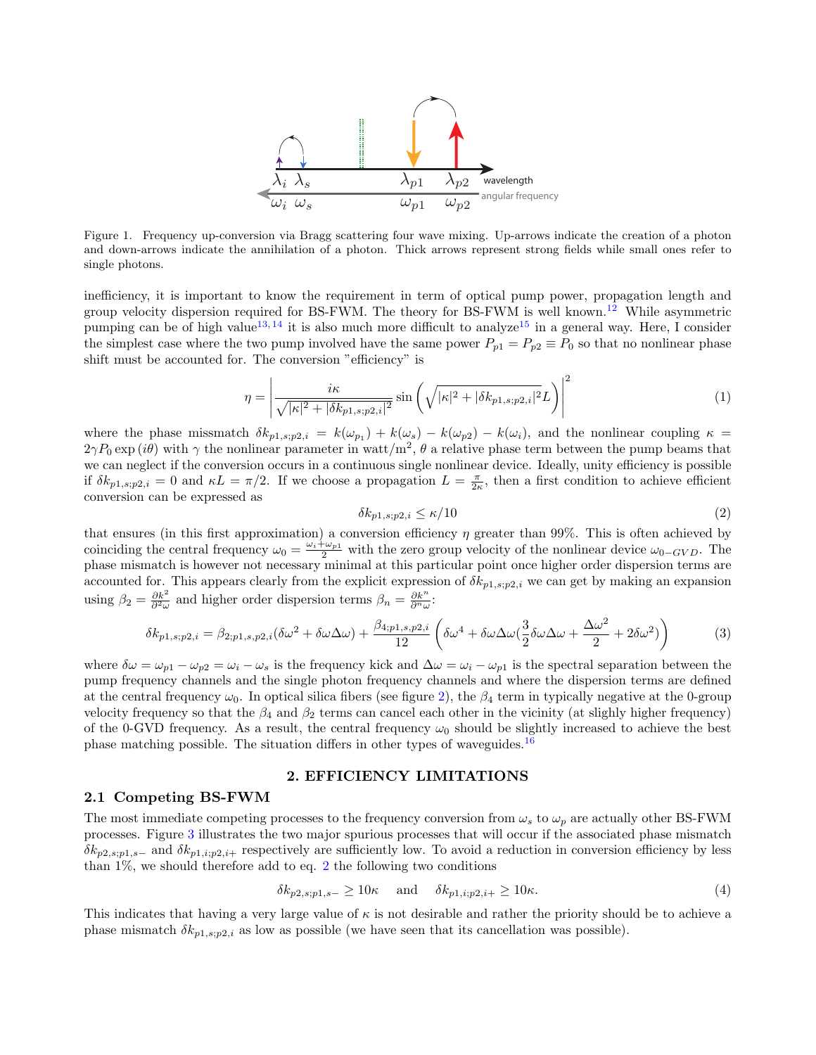Figure 1. Frequency up-conversion via Bragg scattering four wave mixing. Up-arrows indicate the creation of a photon and down-arrows indicate the annihilation of a photon. Thick arrows represent strong fields while small ones refer to single photons.

inefficiency, it is important to know the requirement in term of optical pump power, propagation length and group velocity dispersion required for BS-FWM. The theory for BS-FWM is well known.[12] While asymmetric pumping can be of high value[13,14] it is also much more difficult to analyze[15] in a general way. Here, I consider the simplest case where the two pump involved have the same power $P_{p1} = P_{p2} \equiv P_0$ so that no nonlinear phase shift must be accounted for. The conversion "efficiency" is

$$\eta = \left| \frac{i\kappa}{\sqrt{|\kappa|^2 + |\delta k_{p1,s;p2,i}|^2}} \sin\left( \sqrt{|\kappa|^2 + |\delta k_{p1,s;p2,i}|^2} L \right) \right|^2 \tag{1}$$

where the phase missmatch $\delta k_{p1,s;p2,i} = k(\omega_{p_1}) + k(\omega_s) - k(\omega_{p2}) - k(\omega_i)$, and the nonlinear coupling $\kappa = 2\gamma P_0 \exp(i\theta)$ with $\gamma$ the nonlinear parameter in watt/m$^2$, $\theta$ a relative phase term between the pump beams that we can neglect if the conversion occurs in a continuous single nonlinear device. Ideally, unity efficiency is possible if $\delta k_{p1,s;p2,i} = 0$ and $\kappa L = \pi/2$. If we choose a propagation $L = \frac{\pi}{2\kappa}$, then a first condition to achieve efficient conversion can be expressed as

$$\delta k_{p1,s;p2,i} \leq \kappa/10 \tag{2}$$

that ensures (in this first approximation) a conversion efficiency $\eta$ greater than 99%. This is often achieved by coinciding the central frequency $\omega_0 = \frac{\omega_i + \omega_{p1}}{2}$ with the zero group velocity of the nonlinear device $\omega_{0-GVD}$. The phase mismatch is however not necessary minimal at this particular point once higher order dispersion terms are accounted for. This appears clearly from the explicit expression of $\delta k_{p1,s;p2,i}$ we can get by making an expansion using $\beta_2 = \frac{\partial k^2}{\partial^2 \omega}$ and higher order dispersion terms $\beta_n = \frac{\partial k^n}{\partial^n \omega}$:

$$\delta k_{p1,s;p2,i} = \beta_{2;p1,s,p2,i}(\delta\omega^2 + \delta\omega\Delta\omega) + \frac{\beta_{4;p1,s,p2,i}}{12}\left( \delta\omega^4 + \delta\omega\Delta\omega\left(\frac{3}{2}\delta\omega\Delta\omega + \frac{\Delta\omega^2}{2} + 2\delta\omega^2\right)\right) \tag{3}$$

where $\delta\omega = \omega_{p1} - \omega_{p2} = \omega_i - \omega_s$ is the frequency kick and $\Delta\omega = \omega_i - \omega_{p1}$ is the spectral separation between the pump frequency channels and the single photon frequency channels and where the dispersion terms are defined at the central frequency $\omega_0$. In optical silica fibers (see figure 2), the $\beta_4$ term in typically negative at the 0-group velocity frequency so that the $\beta_4$ and $\beta_2$ terms can cancel each other in the vicinity (at slighly higher frequency) of the 0-GVD frequency. As a result, the central frequency $\omega_0$ should be slightly increased to achieve the best phase matching possible. The situation differs in other types of waveguides.[16]

## 2. EFFICIENCY LIMITATIONS

### 2.1 Competing BS-FWM

The most immediate competing processes to the frequency conversion from $\omega_s$ to $\omega_p$ are actually other BS-FWM processes. Figure 3 illustrates the two major spurious processes that will occur if the associated phase mismatch $\delta k_{p2,s;p1,s-}$ and $\delta k_{p1,i;p2,i+}$ respectively are sufficiently low. To avoid a reduction in conversion efficiency by less than 1%, we should therefore add to eq. 2 the following two conditions

$$\delta k_{p2,s;p1,s-} \geq 10\kappa \quad \text{and} \quad \delta k_{p1,i;p2,i+} \geq 10\kappa. \tag{4}$$

This indicates that having a very large value of $\kappa$ is not desirable and rather the priority should be to achieve a phase mismatch $\delta k_{p1,s;p2,i}$ as low as possible (we have seen that its cancellation was possible).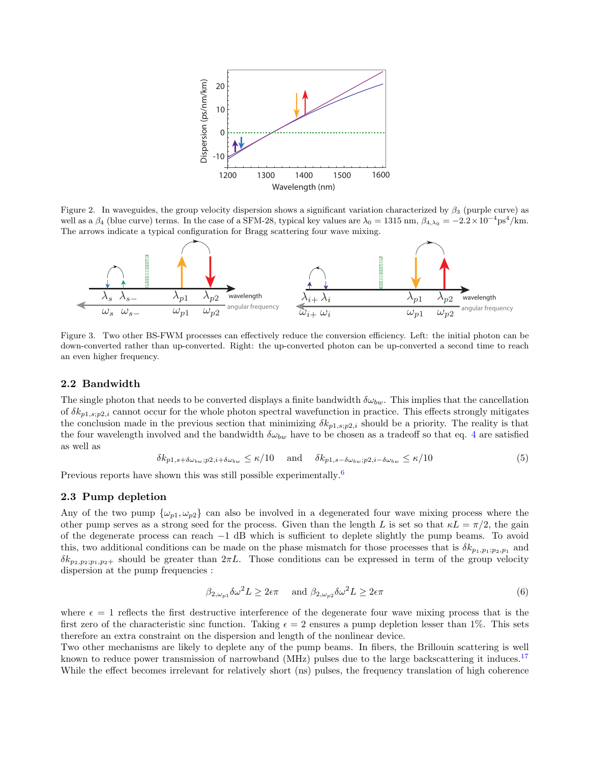Figure 2. In waveguides, the group velocity dispersion shows a significant variation characterized by $\beta_3$ (purple curve) as well as a $\beta_4$ (blue curve) terms. In the case of a SFM-28, typical key values are $\lambda_0 = 1315$ nm, $\beta_{4,\lambda_0} = -2.2 \times 10^{-4}\text{ps}^4/\text{km}$. The arrows indicate a typical configuration for Bragg scattering four wave mixing.

Figure 3. Two other BS-FWM processes can effectively reduce the conversion efficiency. Left: the initial photon can be down-converted rather than up-converted. Right: the up-converted photon can be up-converted a second time to reach an even higher frequency.

## 2.2 Bandwidth

The single photon that needs to be converted displays a finite bandwidth $\delta\omega_{bw}$. This implies that the cancellation of $\delta k_{p1,s;p2,i}$ cannot occur for the whole photon spectral wavefunction in practice. This effects strongly mitigates the conclusion made in the previous section that minimizing $\delta k_{p1,s;p2,i}$ should be a priority. The reality is that the four wavelength involved and the bandwidth $\delta\omega_{bw}$ have to be chosen as a tradeoff so that eq. 4 are satisfied as well as

$$\delta k_{p1,s+\delta\omega_{bw};p2,i+\delta\omega_{bw}} \leq \kappa/10 \quad \text{and} \quad \delta k_{p1,s-\delta\omega_{bw};p2,i-\delta\omega_{bw}} \leq \kappa/10 \tag{5}$$

Previous reports have shown this was still possible experimentally.[6]

## 2.3 Pump depletion

Any of the two pump $\{\omega_{p1}, \omega_{p2}\}$ can also be involved in a degenerated four wave mixing process where the other pump serves as a strong seed for the process. Given than the length $L$ is set so that $\kappa L = \pi/2$, the gain of the degenerate process can reach $-1$ dB which is sufficient to deplete slightly the pump beams. To avoid this, two additional conditions can be made on the phase mismatch for those processes that is $\delta k_{p_1,p_1;p_2,p_1}$ and $\delta k_{p_2,p_2;p_1,p_2+}$ should be greater than $2\pi L$. Those conditions can be expressed in term of the group velocity dispersion at the pump frequencies :

$$\beta_{2,\omega_{p1}}\delta\omega^2 L \geq 2\epsilon\pi \quad \text{and } \beta_{2,\omega_{p2}}\delta\omega^2 L \geq 2\epsilon\pi \tag{6}$$

where $\epsilon = 1$ reflects the first destructive interference of the degenerate four wave mixing process that is the first zero of the characteristic sinc function. Taking $\epsilon = 2$ ensures a pump depletion lesser than 1%. This sets therefore an extra constraint on the dispersion and length of the nonlinear device.

Two other mechanisms are likely to deplete any of the pump beams. In fibers, the Brillouin scattering is well known to reduce power transmission of narrowband (MHz) pulses due to the large backscattering it induces.[17] While the effect becomes irrelevant for relatively short (ns) pulses, the frequency translation of high coherence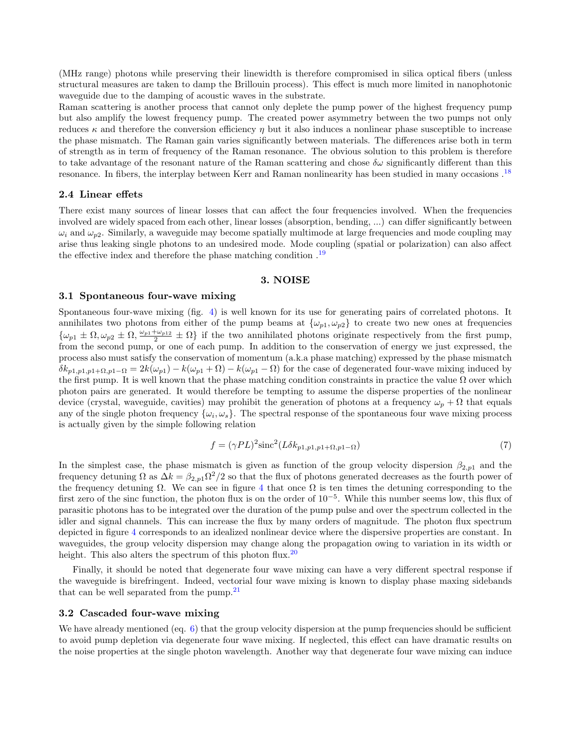(MHz range) photons while preserving their linewidth is therefore compromised in silica optical fibers (unless structural measures are taken to damp the Brillouin process). This effect is much more limited in nanophotonic waveguide due to the damping of acoustic waves in the substrate.
Raman scattering is another process that cannot only deplete the pump power of the highest frequency pump but also amplify the lowest frequency pump. The created power asymmetry between the two pumps not only reduces $\kappa$ and therefore the conversion efficiency $\eta$ but it also induces a nonlinear phase susceptible to increase the phase mismatch. The Raman gain varies significantly between materials. The differences arise both in term of strength as in term of frequency of the Raman resonance. The obvious solution to this problem is therefore to take advantage of the resonant nature of the Raman scattering and chose $\delta\omega$ significantly different than this resonance. In fibers, the interplay between Kerr and Raman nonlinearity has been studied in many occasions .[18]

### 2.4 Linear effets

There exist many sources of linear losses that can affect the four frequencies involved. When the frequencies involved are widely spaced from each other, linear losses (absorption, bending, ...) can differ significantly between $\omega_i$ and $\omega_{p2}$. Similarly, a waveguide may become spatially multimode at large frequencies and mode coupling may arise thus leaking single photons to an undesired mode. Mode coupling (spatial or polarization) can also affect the effective index and therefore the phase matching condition .[19]

## 3. NOISE

### 3.1 Spontaneous four-wave mixing

Spontaneous four-wave mixing (fig. 4) is well known for its use for generating pairs of correlated photons. It annihilates two photons from either of the pump beams at $\{\omega_{p1}, \omega_{p2}\}$ to create two new ones at frequencies $\{\omega_{p1} \pm \Omega, \omega_{p2} \pm \Omega, \frac{\omega_{p1}+\omega_{p12}}{2} \pm \Omega\}$ if the two annihilated photons originate respectively from the first pump, from the second pump, or one of each pump. In addition to the conservation of energy we just expressed, the process also must satisfy the conservation of momentum (a.k.a phase matching) expressed by the phase mismatch $\delta k_{p1,p1,p1+\Omega,p1-\Omega} = 2k(\omega_{p1}) - k(\omega_{p1}+\Omega) - k(\omega_{p1}-\Omega)$ for the case of degenerated four-wave mixing induced by the first pump. It is well known that the phase matching condition constraints in practice the value $\Omega$ over which photon pairs are generated. It would therefore be tempting to assume the disperse properties of the nonlinear device (crystal, waveguide, cavities) may prohibit the generation of photons at a frequency $\omega_p + \Omega$ that equals any of the single photon frequency $\{\omega_i, \omega_s\}$. The spectral response of the spontaneous four wave mixing process is actually given by the simple following relation

$$f = (\gamma PL)^2 \text{sinc}^2(L\delta k_{p1,p1,p1+\Omega,p1-\Omega}) \tag{7}$$

In the simplest case, the phase mismatch is given as function of the group velocity dispersion $\beta_{2,p1}$ and the frequency detuning $\Omega$ as $\Delta k = \beta_{2,p1}\Omega^2/2$ so that the flux of photons generated decreases as the fourth power of the frequency detuning $\Omega$. We can see in figure 4 that once $\Omega$ is ten times the detuning corresponding to the first zero of the sinc function, the photon flux is on the order of $10^{-5}$. While this number seems low, this flux of parasitic photons has to be integrated over the duration of the pump pulse and over the spectrum collected in the idler and signal channels. This can increase the flux by many orders of magnitude. The photon flux spectrum depicted in figure 4 corresponds to an idealized nonlinear device where the dispersive properties are constant. In waveguides, the group velocity dispersion may change along the propagation owing to variation in its width or height. This also alters the spectrum of this photon flux.[20]

Finally, it should be noted that degenerate four wave mixing can have a very different spectral response if the waveguide is birefringent. Indeed, vectorial four wave mixing is known to display phase maxing sidebands that can be well separated from the pump.[21]

### 3.2 Cascaded four-wave mixing

We have already mentioned (eq. 6) that the group velocity dispersion at the pump frequencies should be sufficient to avoid pump depletion via degenerate four wave mixing. If neglected, this effect can have dramatic results on the noise properties at the single photon wavelength. Another way that degenerate four wave mixing can induce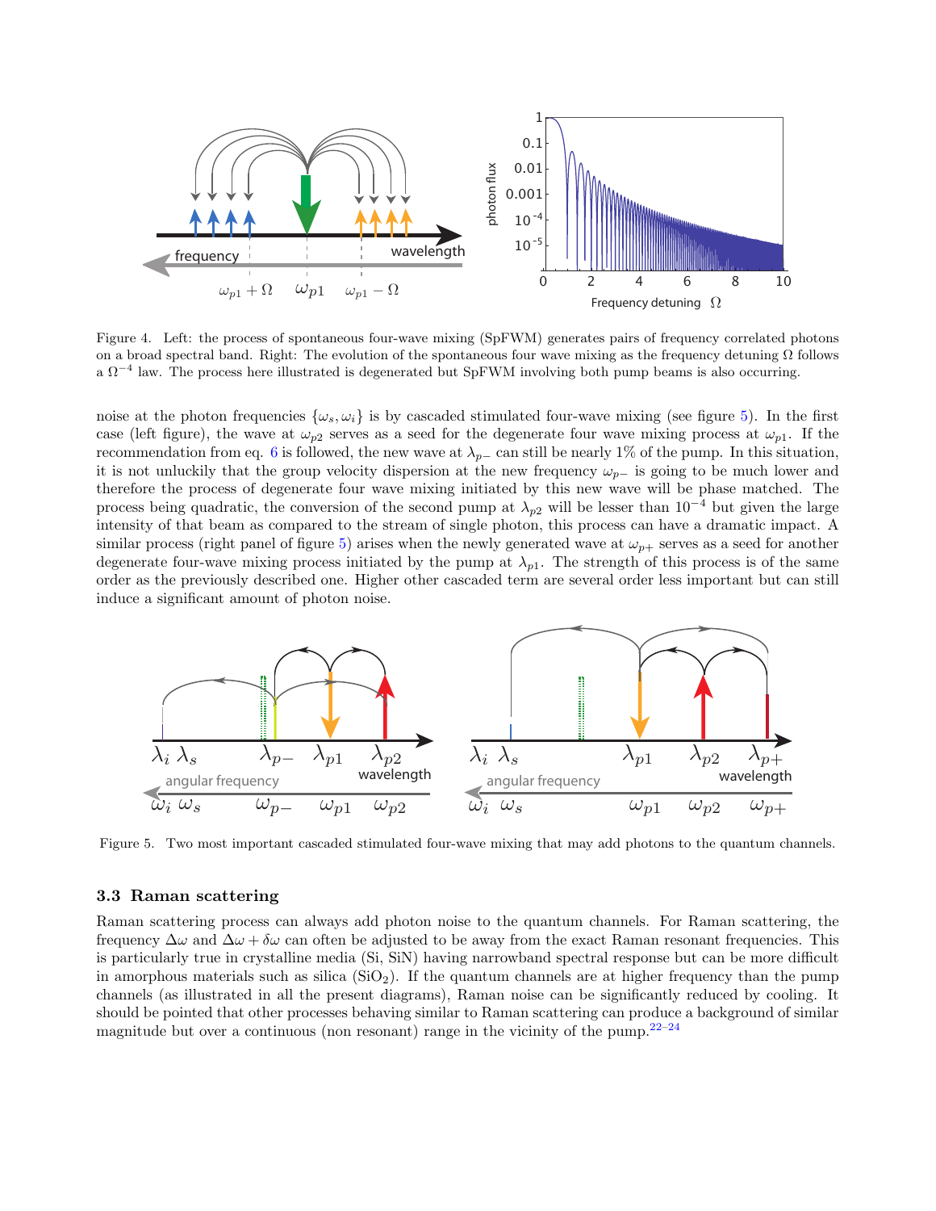Figure 4. Left: the process of spontaneous four-wave mixing (SpFWM) generates pairs of frequency correlated photons on a broad spectral band. Right: The evolution of the spontaneous four wave mixing as the frequency detuning $\Omega$ follows a $\Omega^{-4}$ law. The process here illustrated is degenerated but SpFWM involving both pump beams is also occurring.

noise at the photon frequencies $\{\omega_s, \omega_i\}$ is by cascaded stimulated four-wave mixing (see figure 5). In the first case (left figure), the wave at $\omega_{p2}$ serves as a seed for the degenerate four wave mixing process at $\omega_{p1}$. If the recommendation from eq. 6 is followed, the new wave at $\lambda_{p-}$ can still be nearly 1% of the pump. In this situation, it is not unluckily that the group velocity dispersion at the new frequency $\omega_{p-}$ is going to be much lower and therefore the process of degenerate four wave mixing initiated by this new wave will be phase matched. The process being quadratic, the conversion of the second pump at $\lambda_{p2}$ will be lesser than $10^{-4}$ but given the large intensity of that beam as compared to the stream of single photon, this process can have a dramatic impact. A similar process (right panel of figure 5) arises when the newly generated wave at $\omega_{p+}$ serves as a seed for another degenerate four-wave mixing process initiated by the pump at $\lambda_{p1}$. The strength of this process is of the same order as the previously described one. Higher other cascaded term are several order less important but can still induce a significant amount of photon noise.

Figure 5. Two most important cascaded stimulated four-wave mixing that may add photons to the quantum channels.

### 3.3 Raman scattering

Raman scattering process can always add photon noise to the quantum channels. For Raman scattering, the frequency $\Delta\omega$ and $\Delta\omega + \delta\omega$ can often be adjusted to be away from the exact Raman resonant frequencies. This is particularly true in crystalline media (Si, SiN) having narrowband spectral response but can be more difficult in amorphous materials such as silica ($SiO_2$). If the quantum channels are at higher frequency than the pump channels (as illustrated in all the present diagrams), Raman noise can be significantly reduced by cooling. It should be pointed that other processes behaving similar to Raman scattering can produce a background of similar magnitude but over a continuous (non resonant) range in the vicinity of the pump.[22–24]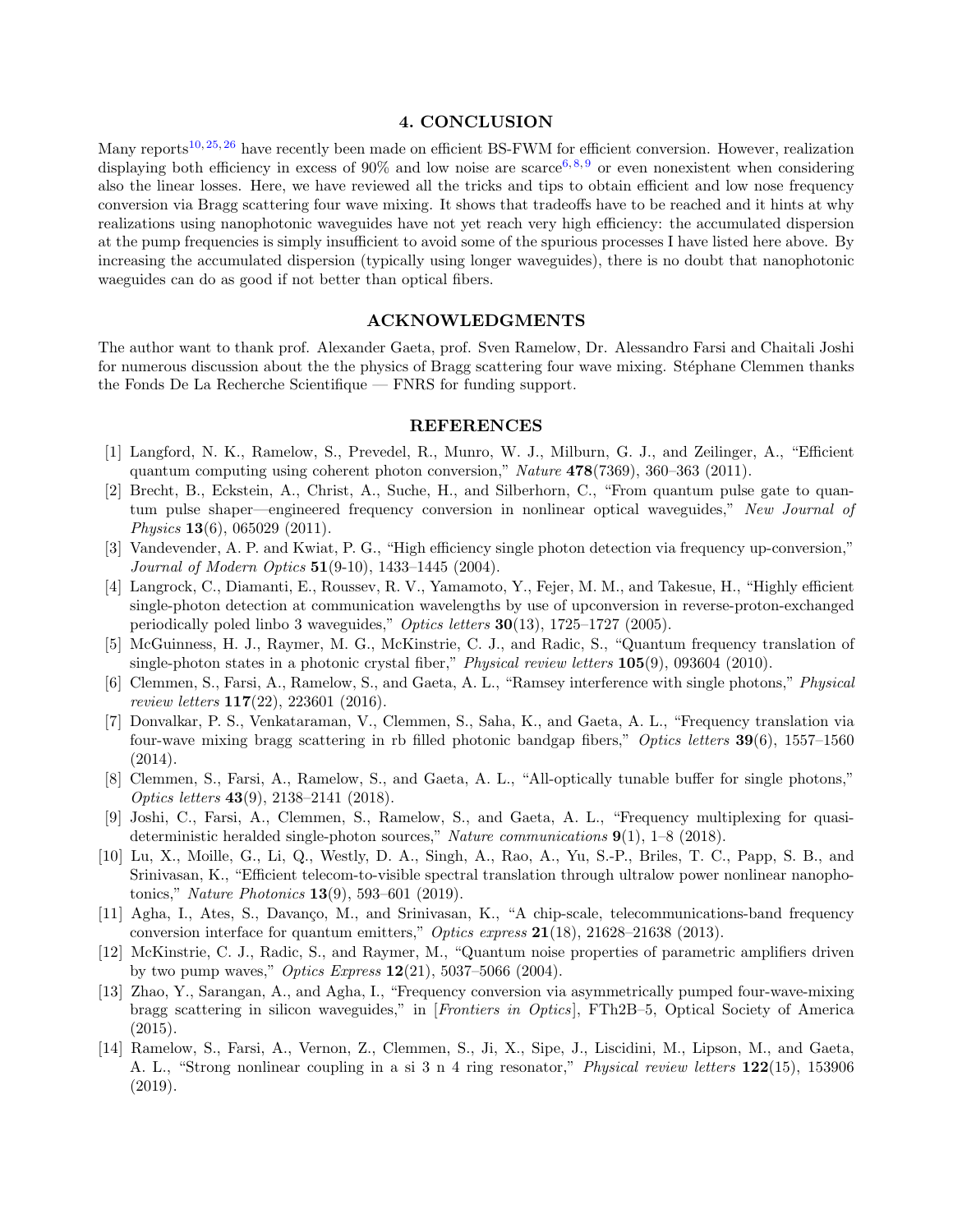## 4. CONCLUSION

Many reports[10, 25, 26] have recently been made on efficient BS-FWM for efficient conversion. However, realization displaying both efficiency in excess of 90% and low noise are scarce[6, 8, 9] or even nonexistent when considering also the linear losses. Here, we have reviewed all the tricks and tips to obtain efficient and low nose frequency conversion via Bragg scattering four wave mixing. It shows that tradeoffs have to be reached and it hints at why realizations using nanophotonic waveguides have not yet reach very high efficiency: the accumulated dispersion at the pump frequencies is simply insufficient to avoid some of the spurious processes I have listed here above. By increasing the accumulated dispersion (typically using longer waveguides), there is no doubt that nanophotonic waeguides can do as good if not better than optical fibers.

## ACKNOWLEDGMENTS

The author want to thank prof. Alexander Gaeta, prof. Sven Ramelow, Dr. Alessandro Farsi and Chaitali Joshi for numerous discussion about the the physics of Bragg scattering four wave mixing. Stéphane Clemmen thanks the Fonds De La Recherche Scientifique — FNRS for funding support.

## REFERENCES

[1] Langford, N. K., Ramelow, S., Prevedel, R., Munro, W. J., Milburn, G. J., and Zeilinger, A., "Efficient quantum computing using coherent photon conversion," *Nature* **478**(7369), 360–363 (2011).

[2] Brecht, B., Eckstein, A., Christ, A., Suche, H., and Silberhorn, C., "From quantum pulse gate to quantum pulse shaper—engineered frequency conversion in nonlinear optical waveguides," *New Journal of Physics* **13**(6), 065029 (2011).

[3] Vandevender, A. P. and Kwiat, P. G., "High efficiency single photon detection via frequency up-conversion," *Journal of Modern Optics* **51**(9-10), 1433–1445 (2004).

[4] Langrock, C., Diamanti, E., Roussev, R. V., Yamamoto, Y., Fejer, M. M., and Takesue, H., "Highly efficient single-photon detection at communication wavelengths by use of upconversion in reverse-proton-exchanged periodically poled linbo 3 waveguides," *Optics letters* **30**(13), 1725–1727 (2005).

[5] McGuinness, H. J., Raymer, M. G., McKinstrie, C. J., and Radic, S., "Quantum frequency translation of single-photon states in a photonic crystal fiber," *Physical review letters* **105**(9), 093604 (2010).

[6] Clemmen, S., Farsi, A., Ramelow, S., and Gaeta, A. L., "Ramsey interference with single photons," *Physical review letters* **117**(22), 223601 (2016).

[7] Donvalkar, P. S., Venkataraman, V., Clemmen, S., Saha, K., and Gaeta, A. L., "Frequency translation via four-wave mixing bragg scattering in rb filled photonic bandgap fibers," *Optics letters* **39**(6), 1557–1560 (2014).

[8] Clemmen, S., Farsi, A., Ramelow, S., and Gaeta, A. L., "All-optically tunable buffer for single photons," *Optics letters* **43**(9), 2138–2141 (2018).

[9] Joshi, C., Farsi, A., Clemmen, S., Ramelow, S., and Gaeta, A. L., "Frequency multiplexing for quasi-deterministic heralded single-photon sources," *Nature communications* **9**(1), 1–8 (2018).

[10] Lu, X., Moille, G., Li, Q., Westly, D. A., Singh, A., Rao, A., Yu, S.-P., Briles, T. C., Papp, S. B., and Srinivasan, K., "Efficient telecom-to-visible spectral translation through ultralow power nonlinear nanophotonics," *Nature Photonics* **13**(9), 593–601 (2019).

[11] Agha, I., Ates, S., Davanço, M., and Srinivasan, K., "A chip-scale, telecommunications-band frequency conversion interface for quantum emitters," *Optics express* **21**(18), 21628–21638 (2013).

[12] McKinstrie, C. J., Radic, S., and Raymer, M., "Quantum noise properties of parametric amplifiers driven by two pump waves," *Optics Express* **12**(21), 5037–5066 (2004).

[13] Zhao, Y., Sarangan, A., and Agha, I., "Frequency conversion via asymmetrically pumped four-wave-mixing bragg scattering in silicon waveguides," in [*Frontiers in Optics*], FTh2B–5, Optical Society of America (2015).

[14] Ramelow, S., Farsi, A., Vernon, Z., Clemmen, S., Ji, X., Sipe, J., Liscidini, M., Lipson, M., and Gaeta, A. L., "Strong nonlinear coupling in a si 3 n 4 ring resonator," *Physical review letters* **122**(15), 153906 (2019).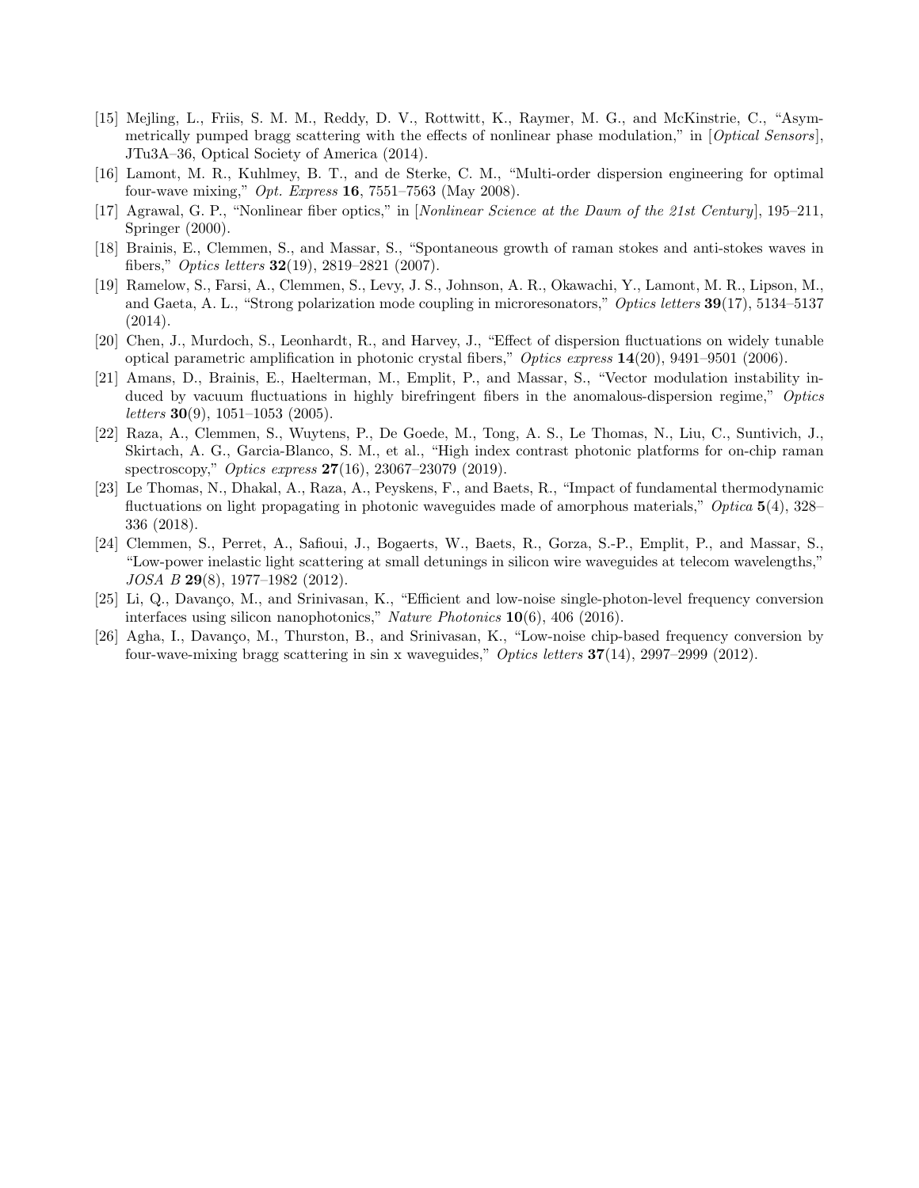[15] Mejling, L., Friis, S. M. M., Reddy, D. V., Rottwitt, K., Raymer, M. G., and McKinstrie, C., "Asymmetrically pumped bragg scattering with the effects of nonlinear phase modulation," in [*Optical Sensors*], JTu3A–36, Optical Society of America (2014).

[16] Lamont, M. R., Kuhlmey, B. T., and de Sterke, C. M., "Multi-order dispersion engineering for optimal four-wave mixing," *Opt. Express* **16**, 7551–7563 (May 2008).

[17] Agrawal, G. P., "Nonlinear fiber optics," in [*Nonlinear Science at the Dawn of the 21st Century*], 195–211, Springer (2000).

[18] Brainis, E., Clemmen, S., and Massar, S., "Spontaneous growth of raman stokes and anti-stokes waves in fibers," *Optics letters* **32**(19), 2819–2821 (2007).

[19] Ramelow, S., Farsi, A., Clemmen, S., Levy, J. S., Johnson, A. R., Okawachi, Y., Lamont, M. R., Lipson, M., and Gaeta, A. L., "Strong polarization mode coupling in microresonators," *Optics letters* **39**(17), 5134–5137 (2014).

[20] Chen, J., Murdoch, S., Leonhardt, R., and Harvey, J., "Effect of dispersion fluctuations on widely tunable optical parametric amplification in photonic crystal fibers," *Optics express* **14**(20), 9491–9501 (2006).

[21] Amans, D., Brainis, E., Haelterman, M., Emplit, P., and Massar, S., "Vector modulation instability induced by vacuum fluctuations in highly birefringent fibers in the anomalous-dispersion regime," *Optics letters* **30**(9), 1051–1053 (2005).

[22] Raza, A., Clemmen, S., Wuytens, P., De Goede, M., Tong, A. S., Le Thomas, N., Liu, C., Suntivich, J., Skirtach, A. G., Garcia-Blanco, S. M., et al., "High index contrast photonic platforms for on-chip raman spectroscopy," *Optics express* **27**(16), 23067–23079 (2019).

[23] Le Thomas, N., Dhakal, A., Raza, A., Peyskens, F., and Baets, R., "Impact of fundamental thermodynamic fluctuations on light propagating in photonic waveguides made of amorphous materials," *Optica* **5**(4), 328–336 (2018).

[24] Clemmen, S., Perret, A., Safioui, J., Bogaerts, W., Baets, R., Gorza, S.-P., Emplit, P., and Massar, S., "Low-power inelastic light scattering at small detunings in silicon wire waveguides at telecom wavelengths," *JOSA B* **29**(8), 1977–1982 (2012).

[25] Li, Q., Davanço, M., and Srinivasan, K., "Efficient and low-noise single-photon-level frequency conversion interfaces using silicon nanophotonics," *Nature Photonics* **10**(6), 406 (2016).

[26] Agha, I., Davanço, M., Thurston, B., and Srinivasan, K., "Low-noise chip-based frequency conversion by four-wave-mixing bragg scattering in sin x waveguides," *Optics letters* **37**(14), 2997–2999 (2012).